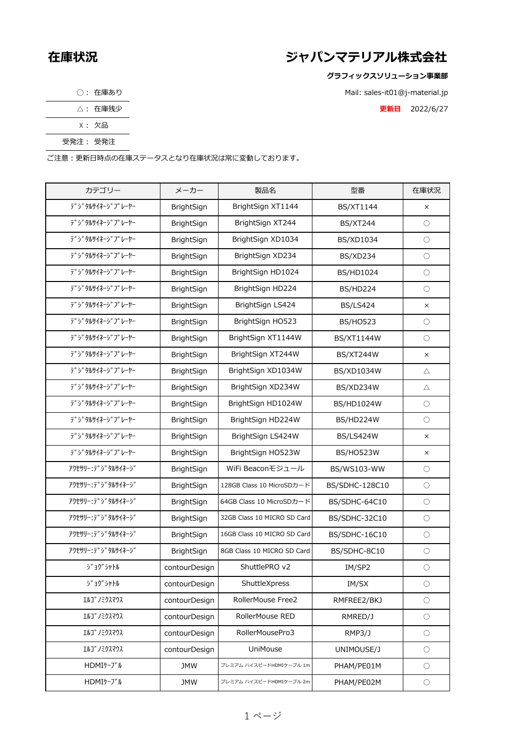# 在庫状況

## ジャパンマテリアル株式会社

**グラフィックスソリューション事業部**

Mail: sales-it01@j-material.jp

**更新日** 2022/6/27

| | |
|---|---|
| ○： | 在庫あり |
| △： | 在庫残少 |
| X： | 欠品 |
| 受発注： | 受発注 |

ご注意：更新日時点の在庫ステータスとなり在庫状況は常に変動しております。

| カテゴリー | メーカー | 製品名 | 型番 | 在庫状況 |
|---|---|---|---|---|
| ﾃﾞｼﾞﾀﾙｻｲﾈｰｼﾞﾌﾟﾚｰﾔｰ | BrightSign | BrightSign XT1144 | BS/XT1144 | × |
| ﾃﾞｼﾞﾀﾙｻｲﾈｰｼﾞﾌﾟﾚｰﾔｰ | BrightSign | BrightSign XT244 | BS/XT244 | ○ |
| ﾃﾞｼﾞﾀﾙｻｲﾈｰｼﾞﾌﾟﾚｰﾔｰ | BrightSign | BrightSign XD1034 | BS/XD1034 | ○ |
| ﾃﾞｼﾞﾀﾙｻｲﾈｰｼﾞﾌﾟﾚｰﾔｰ | BrightSign | BrightSign XD234 | BS/XD234 | ○ |
| ﾃﾞｼﾞﾀﾙｻｲﾈｰｼﾞﾌﾟﾚｰﾔｰ | BrightSign | BrightSign HD1024 | BS/HD1024 | ○ |
| ﾃﾞｼﾞﾀﾙｻｲﾈｰｼﾞﾌﾟﾚｰﾔｰ | BrightSign | BrightSign HD224 | BS/HD224 | ○ |
| ﾃﾞｼﾞﾀﾙｻｲﾈｰｼﾞﾌﾟﾚｰﾔｰ | BrightSign | BrightSign LS424 | BS/LS424 | × |
| ﾃﾞｼﾞﾀﾙｻｲﾈｰｼﾞﾌﾟﾚｰﾔｰ | BrightSign | BrightSign HO523 | BS/HO523 | ○ |
| ﾃﾞｼﾞﾀﾙｻｲﾈｰｼﾞﾌﾟﾚｰﾔｰ | BrightSign | BrightSign XT1144W | BS/XT1144W | ○ |
| ﾃﾞｼﾞﾀﾙｻｲﾈｰｼﾞﾌﾟﾚｰﾔｰ | BrightSign | BrightSign XT244W | BS/XT244W | × |
| ﾃﾞｼﾞﾀﾙｻｲﾈｰｼﾞﾌﾟﾚｰﾔｰ | BrightSign | BrightSign XD1034W | BS/XD1034W | △ |
| ﾃﾞｼﾞﾀﾙｻｲﾈｰｼﾞﾌﾟﾚｰﾔｰ | BrightSign | BrightSign XD234W | BS/XD234W | △ |
| ﾃﾞｼﾞﾀﾙｻｲﾈｰｼﾞﾌﾟﾚｰﾔｰ | BrightSign | BrightSign HD1024W | BS/HD1024W | ○ |
| ﾃﾞｼﾞﾀﾙｻｲﾈｰｼﾞﾌﾟﾚｰﾔｰ | BrightSign | BrightSign HD224W | BS/HD224W | ○ |
| ﾃﾞｼﾞﾀﾙｻｲﾈｰｼﾞﾌﾟﾚｰﾔｰ | BrightSign | BrightSign LS424W | BS/LS424W | × |
| ﾃﾞｼﾞﾀﾙｻｲﾈｰｼﾞﾌﾟﾚｰﾔｰ | BrightSign | BrightSign HO523W | BS/HO523W | × |
| ｱｸｾｻﾘｰ:ﾃﾞｼﾞﾀﾙｻｲﾈｰｼﾞ | BrightSign | WiFi Beaconモジュール | BS/WS103-WW | ○ |
| ｱｸｾｻﾘｰ:ﾃﾞｼﾞﾀﾙｻｲﾈｰｼﾞ | BrightSign | 128GB Class 10 MicroSDカード | BS/SDHC-128C10 | ○ |
| ｱｸｾｻﾘｰ:ﾃﾞｼﾞﾀﾙｻｲﾈｰｼﾞ | BrightSign | 64GB Class 10 MicroSDカード | BS/SDHC-64C10 | ○ |
| ｱｸｾｻﾘｰ:ﾃﾞｼﾞﾀﾙｻｲﾈｰｼﾞ | BrightSign | 32GB Class 10 MICRO SD Card | BS/SDHC-32C10 | ○ |
| ｱｸｾｻﾘｰ:ﾃﾞｼﾞﾀﾙｻｲﾈｰｼﾞ | BrightSign | 16GB Class 10 MICRO SD Card | BS/SDHC-16C10 | ○ |
| ｱｸｾｻﾘｰ:ﾃﾞｼﾞﾀﾙｻｲﾈｰｼﾞ | BrightSign | 8GB Class 10 MICRO SD Card | BS/SDHC-8C10 | ○ |
| ｼﾞｮｸﾞｼｬﾄﾙ | contourDesign | ShuttlePRO v2 | IM/SP2 | ○ |
| ｼﾞｮｸﾞｼｬﾄﾙ | contourDesign | ShuttleXpress | IM/SX | ○ |
| ｴﾙｺﾞﾉﾐｸｽﾏｳｽ | contourDesign | RollerMouse Free2 | RMFREE2/BKJ | ○ |
| ｴﾙｺﾞﾉﾐｸｽﾏｳｽ | contourDesign | RollerMouse RED | RMRED/J | ○ |
| ｴﾙｺﾞﾉﾐｸｽﾏｳｽ | contourDesign | RollerMousePro3 | RMP3/J | ○ |
| ｴﾙｺﾞﾉﾐｸｽﾏｳｽ | contourDesign | UniMouse | UNIMOUSE/J | ○ |
| HDMIｹｰﾌﾞﾙ | JMW | プレミアム ハイスピードHDMIケーブル 1m | PHAM/PE01M | ○ |
| HDMIｹｰﾌﾞﾙ | JMW | プレミアム ハイスピードHDMIケーブル 2m | PHAM/PE02M | ○ |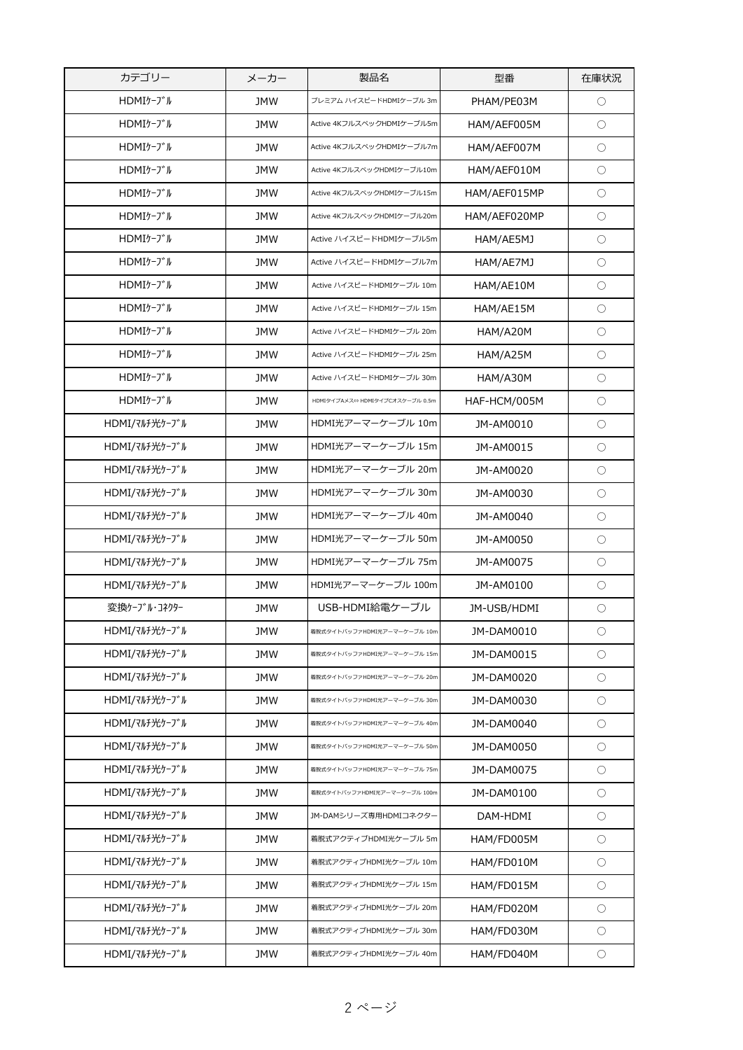| カテゴリー | メーカー | 製品名 | 型番 | 在庫状況 |
| --- | --- | --- | --- | --- |
| HDMIｹｰﾌﾞﾙ | JMW | プレミアム ハイスピードHDMIケーブル 3m | PHAM/PE03M | ○ |
| HDMIｹｰﾌﾞﾙ | JMW | Active 4KフルスペックHDMIケーブル5m | HAM/AEF005M | ○ |
| HDMIｹｰﾌﾞﾙ | JMW | Active 4KフルスペックHDMIケーブル7m | HAM/AEF007M | ○ |
| HDMIｹｰﾌﾞﾙ | JMW | Active 4KフルスペックHDMIケーブル10m | HAM/AEF010M | ○ |
| HDMIｹｰﾌﾞﾙ | JMW | Active 4KフルスペックHDMIケーブル15m | HAM/AEF015MP | ○ |
| HDMIｹｰﾌﾞﾙ | JMW | Active 4KフルスペックHDMIケーブル20m | HAM/AEF020MP | ○ |
| HDMIｹｰﾌﾞﾙ | JMW | Active ハイスピードHDMIケーブル5m | HAM/AE5MJ | ○ |
| HDMIｹｰﾌﾞﾙ | JMW | Active ハイスピードHDMIケーブル7m | HAM/AE7MJ | ○ |
| HDMIｹｰﾌﾞﾙ | JMW | Active ハイスピードHDMIケーブル 10m | HAM/AE10M | ○ |
| HDMIｹｰﾌﾞﾙ | JMW | Active ハイスピードHDMIケーブル 15m | HAM/AE15M | ○ |
| HDMIｹｰﾌﾞﾙ | JMW | Active ハイスピードHDMIケーブル 20m | HAM/A20M | ○ |
| HDMIｹｰﾌﾞﾙ | JMW | Active ハイスピードHDMIケーブル 25m | HAM/A25M | ○ |
| HDMIｹｰﾌﾞﾙ | JMW | Active ハイスピードHDMIケーブル 30m | HAM/A30M | ○ |
| HDMIｹｰﾌﾞﾙ | JMW | HDMIタイプAメス⇔ HDMIタイプCオスケーブル 0.5m | HAF-HCM/005M | ○ |
| HDMI/ﾏﾙﾁ光ｹｰﾌﾞﾙ | JMW | HDMI光アーマーケーブル 10m | JM-AM0010 | ○ |
| HDMI/ﾏﾙﾁ光ｹｰﾌﾞﾙ | JMW | HDMI光アーマーケーブル 15m | JM-AM0015 | ○ |
| HDMI/ﾏﾙﾁ光ｹｰﾌﾞﾙ | JMW | HDMI光アーマーケーブル 20m | JM-AM0020 | ○ |
| HDMI/ﾏﾙﾁ光ｹｰﾌﾞﾙ | JMW | HDMI光アーマーケーブル 30m | JM-AM0030 | ○ |
| HDMI/ﾏﾙﾁ光ｹｰﾌﾞﾙ | JMW | HDMI光アーマーケーブル 40m | JM-AM0040 | ○ |
| HDMI/ﾏﾙﾁ光ｹｰﾌﾞﾙ | JMW | HDMI光アーマーケーブル 50m | JM-AM0050 | ○ |
| HDMI/ﾏﾙﾁ光ｹｰﾌﾞﾙ | JMW | HDMI光アーマーケーブル 75m | JM-AM0075 | ○ |
| HDMI/ﾏﾙﾁ光ｹｰﾌﾞﾙ | JMW | HDMI光アーマーケーブル 100m | JM-AM0100 | ○ |
| 変換ｹｰﾌﾞﾙ･ｺﾈｸﾀｰ | JMW | USB-HDMI給電ケーブル | JM-USB/HDMI | ○ |
| HDMI/ﾏﾙﾁ光ｹｰﾌﾞﾙ | JMW | 着脱式タイトバッファHDMI光アーマーケーブル 10m | JM-DAM0010 | ○ |
| HDMI/ﾏﾙﾁ光ｹｰﾌﾞﾙ | JMW | 着脱式タイトバッファHDMI光アーマーケーブル 15m | JM-DAM0015 | ○ |
| HDMI/ﾏﾙﾁ光ｹｰﾌﾞﾙ | JMW | 着脱式タイトバッファHDMI光アーマーケーブル 20m | JM-DAM0020 | ○ |
| HDMI/ﾏﾙﾁ光ｹｰﾌﾞﾙ | JMW | 着脱式タイトバッファHDMI光アーマーケーブル 30m | JM-DAM0030 | ○ |
| HDMI/ﾏﾙﾁ光ｹｰﾌﾞﾙ | JMW | 着脱式タイトバッファHDMI光アーマーケーブル 40m | JM-DAM0040 | ○ |
| HDMI/ﾏﾙﾁ光ｹｰﾌﾞﾙ | JMW | 着脱式タイトバッファHDMI光アーマーケーブル 50m | JM-DAM0050 | ○ |
| HDMI/ﾏﾙﾁ光ｹｰﾌﾞﾙ | JMW | 着脱式タイトバッファHDMI光アーマーケーブル 75m | JM-DAM0075 | ○ |
| HDMI/ﾏﾙﾁ光ｹｰﾌﾞﾙ | JMW | 着脱式タイトバッファHDMI光アーマーケーブル 100m | JM-DAM0100 | ○ |
| HDMI/ﾏﾙﾁ光ｹｰﾌﾞﾙ | JMW | JM-DAMシリーズ専用HDMIコネクター | DAM-HDMI | ○ |
| HDMI/ﾏﾙﾁ光ｹｰﾌﾞﾙ | JMW | 着脱式アクティブHDMI光ケーブル 5m | HAM/FD005M | ○ |
| HDMI/ﾏﾙﾁ光ｹｰﾌﾞﾙ | JMW | 着脱式アクティブHDMI光ケーブル 10m | HAM/FD010M | ○ |
| HDMI/ﾏﾙﾁ光ｹｰﾌﾞﾙ | JMW | 着脱式アクティブHDMI光ケーブル 15m | HAM/FD015M | ○ |
| HDMI/ﾏﾙﾁ光ｹｰﾌﾞﾙ | JMW | 着脱式アクティブHDMI光ケーブル 20m | HAM/FD020M | ○ |
| HDMI/ﾏﾙﾁ光ｹｰﾌﾞﾙ | JMW | 着脱式アクティブHDMI光ケーブル 30m | HAM/FD030M | ○ |
| HDMI/ﾏﾙﾁ光ｹｰﾌﾞﾙ | JMW | 着脱式アクティブHDMI光ケーブル 40m | HAM/FD040M | ○ |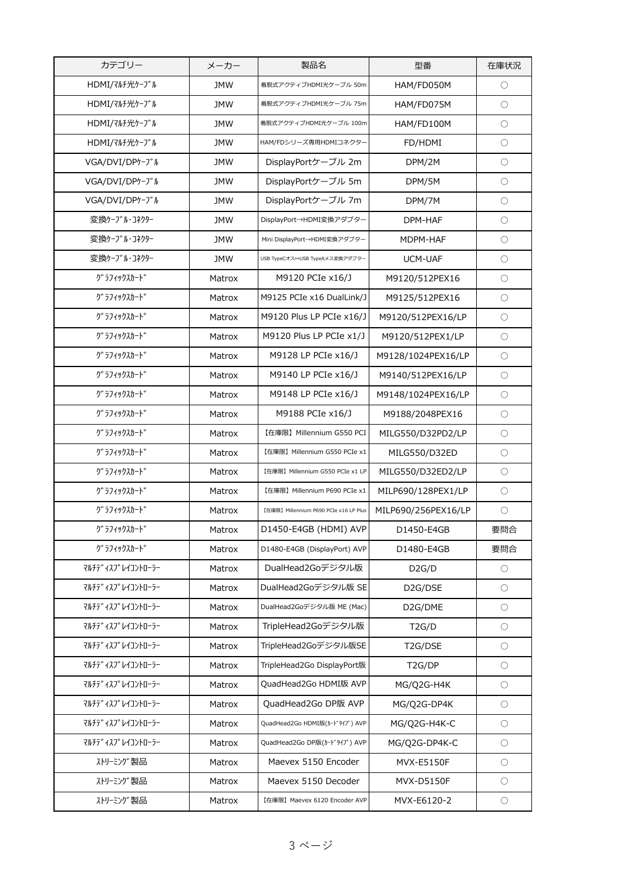| カテゴリー | メーカー | 製品名 | 型番 | 在庫状況 |
|---|---|---|---|---|
| HDMI/ﾏﾙﾁ光ｹｰﾌﾞﾙ | JMW | 着脱式アクティブHDMI光ケーブル 50m | HAM/FD050M | ○ |
| HDMI/ﾏﾙﾁ光ｹｰﾌﾞﾙ | JMW | 着脱式アクティブHDMI光ケーブル 75m | HAM/FD075M | ○ |
| HDMI/ﾏﾙﾁ光ｹｰﾌﾞﾙ | JMW | 着脱式アクティブHDMI光ケーブル 100m | HAM/FD100M | ○ |
| HDMI/ﾏﾙﾁ光ｹｰﾌﾞﾙ | JMW | HAM/FDシリーズ専用HDMIコネクター | FD/HDMI | ○ |
| VGA/DVI/DPｹｰﾌﾞﾙ | JMW | DisplayPortケーブル 2m | DPM/2M | ○ |
| VGA/DVI/DPｹｰﾌﾞﾙ | JMW | DisplayPortケーブル 5m | DPM/5M | ○ |
| VGA/DVI/DPｹｰﾌﾞﾙ | JMW | DisplayPortケーブル 7m | DPM/7M | ○ |
| 変換ｹｰﾌﾞﾙ･ｺﾈｸﾀｰ | JMW | DisplayPort→HDMI変換アダプター | DPM-HAF | ○ |
| 変換ｹｰﾌﾞﾙ･ｺﾈｸﾀｰ | JMW | Mini DisplayPort→HDMI変換アダプター | MDPM-HAF | ○ |
| 変換ｹｰﾌﾞﾙ･ｺﾈｸﾀｰ | JMW | USB TypeCオス⇔USB TypeAメス変換アダプター | UCM-UAF | ○ |
| ｸﾞﾗﾌｨｯｸｽｶｰﾄﾞ | Matrox | M9120 PCIe x16/J | M9120/512PEX16 | ○ |
| ｸﾞﾗﾌｨｯｸｽｶｰﾄﾞ | Matrox | M9125 PCIe x16 DualLink/J | M9125/512PEX16 | ○ |
| ｸﾞﾗﾌｨｯｸｽｶｰﾄﾞ | Matrox | M9120 Plus LP PCIe x16/J | M9120/512PEX16/LP | ○ |
| ｸﾞﾗﾌｨｯｸｽｶｰﾄﾞ | Matrox | M9120 Plus LP PCIe x1/J | M9120/512PEX1/LP | ○ |
| ｸﾞﾗﾌｨｯｸｽｶｰﾄﾞ | Matrox | M9128 LP PCIe x16/J | M9128/1024PEX16/LP | ○ |
| ｸﾞﾗﾌｨｯｸｽｶｰﾄﾞ | Matrox | M9140 LP PCIe x16/J | M9140/512PEX16/LP | ○ |
| ｸﾞﾗﾌｨｯｸｽｶｰﾄﾞ | Matrox | M9148 LP PCIe x16/J | M9148/1024PEX16/LP | ○ |
| ｸﾞﾗﾌｨｯｸｽｶｰﾄﾞ | Matrox | M9188 PCIe x16/J | M9188/2048PEX16 | ○ |
| ｸﾞﾗﾌｨｯｸｽｶｰﾄﾞ | Matrox | 【在庫限】Millennium G550 PCI | MILG550/D32PD2/LP | ○ |
| ｸﾞﾗﾌｨｯｸｽｶｰﾄﾞ | Matrox | 【在庫限】Millennium G550 PCIe x1 | MILG550/D32ED | ○ |
| ｸﾞﾗﾌｨｯｸｽｶｰﾄﾞ | Matrox | 【在庫限】Millennium G550 PCIe x1 LP | MILG550/D32ED2/LP | ○ |
| ｸﾞﾗﾌｨｯｸｽｶｰﾄﾞ | Matrox | 【在庫限】Millennium P690 PCIe x1 | MILP690/128PEX1/LP | ○ |
| ｸﾞﾗﾌｨｯｸｽｶｰﾄﾞ | Matrox | 【在庫限】Millennium P690 PCIe x16 LP Plus | MILP690/256PEX16/LP | ○ |
| ｸﾞﾗﾌｨｯｸｽｶｰﾄﾞ | Matrox | D1450-E4GB (HDMI) AVP | D1450-E4GB | 要問合 |
| ｸﾞﾗﾌｨｯｸｽｶｰﾄﾞ | Matrox | D1480-E4GB (DisplayPort) AVP | D1480-E4GB | 要問合 |
| ﾏﾙﾁﾃﾞｨｽﾌﾟﾚｲｺﾝﾄﾛｰﾗｰ | Matrox | DualHead2Goデジタル版 | D2G/D | ○ |
| ﾏﾙﾁﾃﾞｨｽﾌﾟﾚｲｺﾝﾄﾛｰﾗｰ | Matrox | DualHead2Goデジタル版 SE | D2G/DSE | ○ |
| ﾏﾙﾁﾃﾞｨｽﾌﾟﾚｲｺﾝﾄﾛｰﾗｰ | Matrox | DualHead2Goデジタル版 ME (Mac) | D2G/DME | ○ |
| ﾏﾙﾁﾃﾞｨｽﾌﾟﾚｲｺﾝﾄﾛｰﾗｰ | Matrox | TripleHead2Goデジタル版 | T2G/D | ○ |
| ﾏﾙﾁﾃﾞｨｽﾌﾟﾚｲｺﾝﾄﾛｰﾗｰ | Matrox | TripleHead2Goデジタル版SE | T2G/DSE | ○ |
| ﾏﾙﾁﾃﾞｨｽﾌﾟﾚｲｺﾝﾄﾛｰﾗｰ | Matrox | TripleHead2Go DisplayPort版 | T2G/DP | ○ |
| ﾏﾙﾁﾃﾞｨｽﾌﾟﾚｲｺﾝﾄﾛｰﾗｰ | Matrox | QuadHead2Go HDMI版 AVP | MG/Q2G-H4K | ○ |
| ﾏﾙﾁﾃﾞｨｽﾌﾟﾚｲｺﾝﾄﾛｰﾗｰ | Matrox | QuadHead2Go DP版 AVP | MG/Q2G-DP4K | ○ |
| ﾏﾙﾁﾃﾞｨｽﾌﾟﾚｲｺﾝﾄﾛｰﾗｰ | Matrox | QuadHead2Go HDMI版(ｶｰﾄﾞﾀｲﾌﾟ) AVP | MG/Q2G-H4K-C | ○ |
| ﾏﾙﾁﾃﾞｨｽﾌﾟﾚｲｺﾝﾄﾛｰﾗｰ | Matrox | QuadHead2Go DP版(ｶｰﾄﾞﾀｲﾌﾟ) AVP | MG/Q2G-DP4K-C | ○ |
| ｽﾄﾘｰﾐﾝｸﾞ製品 | Matrox | Maevex 5150 Encoder | MVX-E5150F | ○ |
| ｽﾄﾘｰﾐﾝｸﾞ製品 | Matrox | Maevex 5150 Decoder | MVX-D5150F | ○ |
| ｽﾄﾘｰﾐﾝｸﾞ製品 | Matrox | 【在庫限】Maevex 6120 Encoder AVP | MVX-E6120-2 | ○ |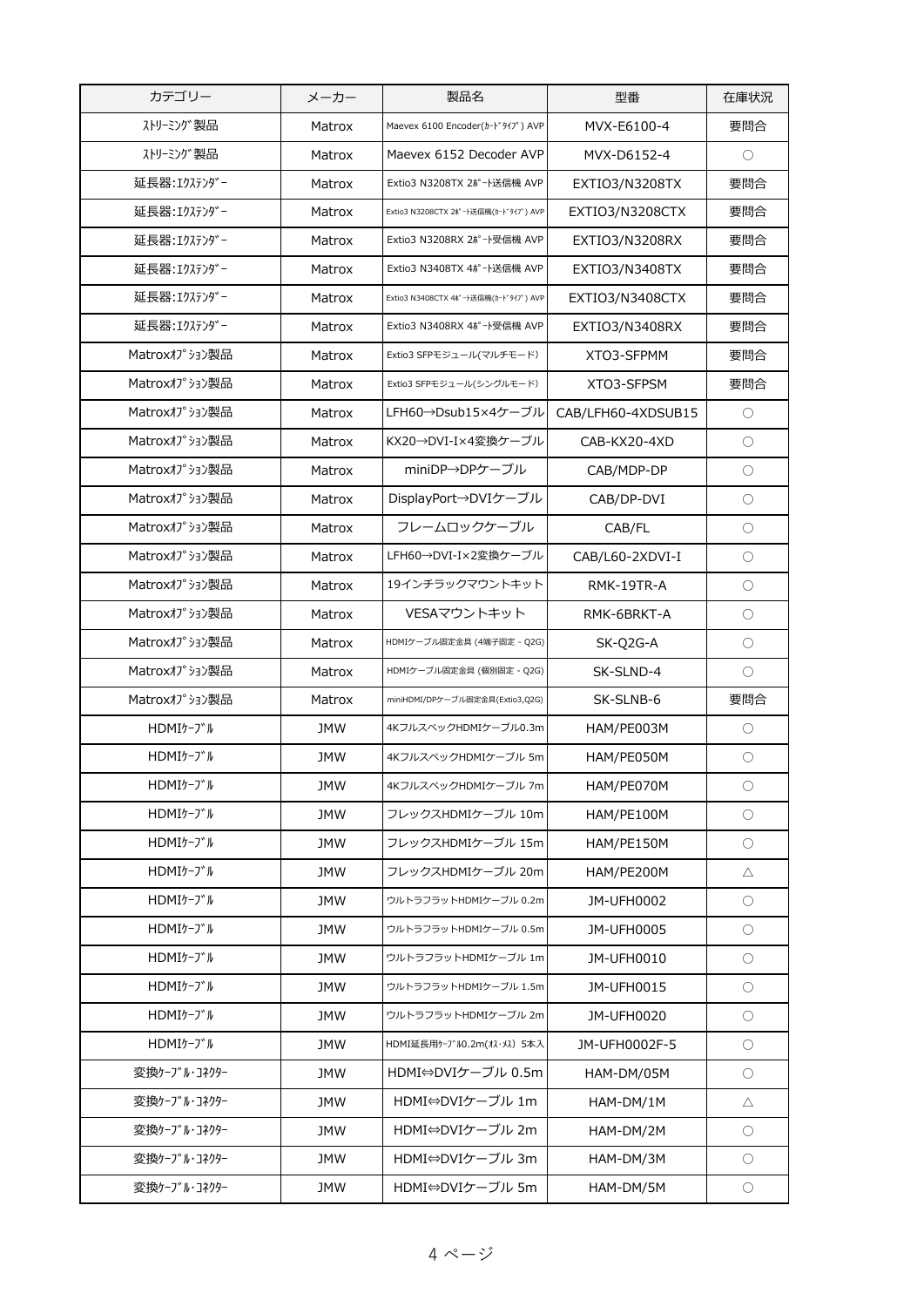| カテゴリー | メーカー | 製品名 | 型番 | 在庫状況 |
|---|---|---|---|---|
| ｽﾄﾘｰﾐﾝｸﾞ製品 | Matrox | Maevex 6100 Encoder(ｶｰﾄﾞﾀｲﾌﾟ) AVP | MVX-E6100-4 | 要問合 |
| ｽﾄﾘｰﾐﾝｸﾞ製品 | Matrox | Maevex 6152 Decoder AVP | MVX-D6152-4 | ○ |
| 延長器:ｴｸｽﾃﾝﾀﾞｰ | Matrox | Extio3 N3208TX 2ﾎﾟｰﾄ送信機 AVP | EXTIO3/N3208TX | 要問合 |
| 延長器:ｴｸｽﾃﾝﾀﾞｰ | Matrox | Extio3 N3208CTX 2ﾎﾟｰﾄ送信機(ｶｰﾄﾞﾀｲﾌﾟ) AVP | EXTIO3/N3208CTX | 要問合 |
| 延長器:ｴｸｽﾃﾝﾀﾞｰ | Matrox | Extio3 N3208RX 2ﾎﾟｰﾄ受信機 AVP | EXTIO3/N3208RX | 要問合 |
| 延長器:ｴｸｽﾃﾝﾀﾞｰ | Matrox | Extio3 N3408TX 4ﾎﾟｰﾄ送信機 AVP | EXTIO3/N3408TX | 要問合 |
| 延長器:ｴｸｽﾃﾝﾀﾞｰ | Matrox | Extio3 N3408CTX 4ﾎﾟｰﾄ送信機(ｶｰﾄﾞﾀｲﾌﾟ) AVP | EXTIO3/N3408CTX | 要問合 |
| 延長器:ｴｸｽﾃﾝﾀﾞｰ | Matrox | Extio3 N3408RX 4ﾎﾟｰﾄ受信機 AVP | EXTIO3/N3408RX | 要問合 |
| Matroxｵﾌﾟｼｮﾝ製品 | Matrox | Extio3 SFPモジュール(マルチモード) | XTO3-SFPMM | 要問合 |
| Matroxｵﾌﾟｼｮﾝ製品 | Matrox | Extio3 SFPモジュール(シングルモード) | XTO3-SFPSM | 要問合 |
| Matroxｵﾌﾟｼｮﾝ製品 | Matrox | LFH60→Dsub15×4ケーブル | CAB/LFH60-4XDSUB15 | ○ |
| Matroxｵﾌﾟｼｮﾝ製品 | Matrox | KX20→DVI-I×4変換ケーブル | CAB-KX20-4XD | ○ |
| Matroxｵﾌﾟｼｮﾝ製品 | Matrox | miniDP→DPケーブル | CAB/MDP-DP | ○ |
| Matroxｵﾌﾟｼｮﾝ製品 | Matrox | DisplayPort→DVIケーブル | CAB/DP-DVI | ○ |
| Matroxｵﾌﾟｼｮﾝ製品 | Matrox | フレームロックケーブル | CAB/FL | ○ |
| Matroxｵﾌﾟｼｮﾝ製品 | Matrox | LFH60→DVI-I×2変換ケーブル | CAB/L60-2XDVI-I | ○ |
| Matroxｵﾌﾟｼｮﾝ製品 | Matrox | 19インチラックマウントキット | RMK-19TR-A | ○ |
| Matroxｵﾌﾟｼｮﾝ製品 | Matrox | VESAマウントキット | RMK-6BRKT-A | ○ |
| Matroxｵﾌﾟｼｮﾝ製品 | Matrox | HDMIケーブル固定金具 (4端子固定 - Q2G) | SK-Q2G-A | ○ |
| Matroxｵﾌﾟｼｮﾝ製品 | Matrox | HDMIケーブル固定金具 (個別固定 - Q2G) | SK-SLND-4 | ○ |
| Matroxｵﾌﾟｼｮﾝ製品 | Matrox | miniHDMI/DPケーブル固定金具(Extio3,Q2G) | SK-SLNB-6 | 要問合 |
| HDMIｹｰﾌﾞﾙ | JMW | 4KフルスペックHDMIケーブル0.3m | HAM/PE003M | ○ |
| HDMIｹｰﾌﾞﾙ | JMW | 4KフルスペックHDMIケーブル 5m | HAM/PE050M | ○ |
| HDMIｹｰﾌﾞﾙ | JMW | 4KフルスペックHDMIケーブル 7m | HAM/PE070M | ○ |
| HDMIｹｰﾌﾞﾙ | JMW | フレックスHDMIケーブル 10m | HAM/PE100M | ○ |
| HDMIｹｰﾌﾞﾙ | JMW | フレックスHDMIケーブル 15m | HAM/PE150M | ○ |
| HDMIｹｰﾌﾞﾙ | JMW | フレックスHDMIケーブル 20m | HAM/PE200M | △ |
| HDMIｹｰﾌﾞﾙ | JMW | ウルトラフラットHDMIケーブル 0.2m | JM-UFH0002 | ○ |
| HDMIｹｰﾌﾞﾙ | JMW | ウルトラフラットHDMIケーブル 0.5m | JM-UFH0005 | ○ |
| HDMIｹｰﾌﾞﾙ | JMW | ウルトラフラットHDMIケーブル 1m | JM-UFH0010 | ○ |
| HDMIｹｰﾌﾞﾙ | JMW | ウルトラフラットHDMIケーブル 1.5m | JM-UFH0015 | ○ |
| HDMIｹｰﾌﾞﾙ | JMW | ウルトラフラットHDMIケーブル 2m | JM-UFH0020 | ○ |
| HDMIｹｰﾌﾞﾙ | JMW | HDMI延長用ｹｰﾌﾞﾙ0.2m(ｵｽ･ﾒｽ) 5本入 | JM-UFH0002F-5 | ○ |
| 変換ｹｰﾌﾞﾙ･ｺﾈｸﾀｰ | JMW | HDMI⇔DVIケーブル 0.5m | HAM-DM/05M | ○ |
| 変換ｹｰﾌﾞﾙ･ｺﾈｸﾀｰ | JMW | HDMI⇔DVIケーブル 1m | HAM-DM/1M | △ |
| 変換ｹｰﾌﾞﾙ･ｺﾈｸﾀｰ | JMW | HDMI⇔DVIケーブル 2m | HAM-DM/2M | ○ |
| 変換ｹｰﾌﾞﾙ･ｺﾈｸﾀｰ | JMW | HDMI⇔DVIケーブル 3m | HAM-DM/3M | ○ |
| 変換ｹｰﾌﾞﾙ･ｺﾈｸﾀｰ | JMW | HDMI⇔DVIケーブル 5m | HAM-DM/5M | ○ |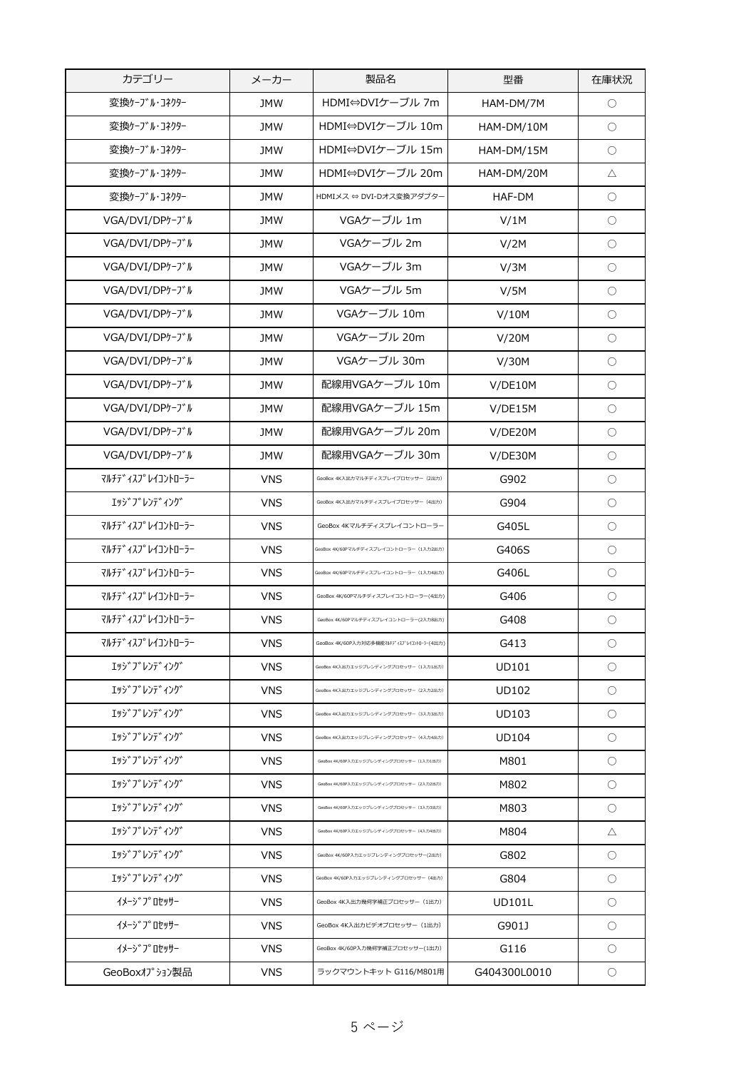| カテゴリー | メーカー | 製品名 | 型番 | 在庫状況 |
| --- | --- | --- | --- | --- |
| 変換ｹｰﾌﾞﾙ･ｺﾈｸﾀｰ | JMW | HDMI⇔DVIケーブル 7m | HAM-DM/7M | ○ |
| 変換ｹｰﾌﾞﾙ･ｺﾈｸﾀｰ | JMW | HDMI⇔DVIケーブル 10m | HAM-DM/10M | ○ |
| 変換ｹｰﾌﾞﾙ･ｺﾈｸﾀｰ | JMW | HDMI⇔DVIケーブル 15m | HAM-DM/15M | ○ |
| 変換ｹｰﾌﾞﾙ･ｺﾈｸﾀｰ | JMW | HDMI⇔DVIケーブル 20m | HAM-DM/20M | △ |
| 変換ｹｰﾌﾞﾙ･ｺﾈｸﾀｰ | JMW | HDMIメス ⇔ DVI-Dオス変換アダプター | HAF-DM | ○ |
| VGA/DVI/DPｹｰﾌﾞﾙ | JMW | VGAケーブル 1m | V/1M | ○ |
| VGA/DVI/DPｹｰﾌﾞﾙ | JMW | VGAケーブル 2m | V/2M | ○ |
| VGA/DVI/DPｹｰﾌﾞﾙ | JMW | VGAケーブル 3m | V/3M | ○ |
| VGA/DVI/DPｹｰﾌﾞﾙ | JMW | VGAケーブル 5m | V/5M | ○ |
| VGA/DVI/DPｹｰﾌﾞﾙ | JMW | VGAケーブル 10m | V/10M | ○ |
| VGA/DVI/DPｹｰﾌﾞﾙ | JMW | VGAケーブル 20m | V/20M | ○ |
| VGA/DVI/DPｹｰﾌﾞﾙ | JMW | VGAケーブル 30m | V/30M | ○ |
| VGA/DVI/DPｹｰﾌﾞﾙ | JMW | 配線用VGAケーブル 10m | V/DE10M | ○ |
| VGA/DVI/DPｹｰﾌﾞﾙ | JMW | 配線用VGAケーブル 15m | V/DE15M | ○ |
| VGA/DVI/DPｹｰﾌﾞﾙ | JMW | 配線用VGAケーブル 20m | V/DE20M | ○ |
| VGA/DVI/DPｹｰﾌﾞﾙ | JMW | 配線用VGAケーブル 30m | V/DE30M | ○ |
| ﾏﾙﾁﾃﾞｨｽﾌﾟﾚｲｺﾝﾄﾛｰﾗｰ | VNS | GeoBox 4K入出力マルチディスプレイプロセッサー（2出力） | G902 | ○ |
| ｴｯｼﾞﾌﾞﾚﾝﾃﾞｨﾝｸﾞ | VNS | GeoBox 4K入出力マルチディスプレイプロセッサー（4出力） | G904 | ○ |
| ﾏﾙﾁﾃﾞｨｽﾌﾟﾚｲｺﾝﾄﾛｰﾗｰ | VNS | GeoBox 4Kマルチディスプレイコントローラー | G405L | ○ |
| ﾏﾙﾁﾃﾞｨｽﾌﾟﾚｲｺﾝﾄﾛｰﾗｰ | VNS | GeoBox 4K/60Pマルチディスプレイコントローラー（1入力2出力） | G406S | ○ |
| ﾏﾙﾁﾃﾞｨｽﾌﾟﾚｲｺﾝﾄﾛｰﾗｰ | VNS | GeoBox 4K/60Pマルチディスプレイコントローラー（1入力4出力） | G406L | ○ |
| ﾏﾙﾁﾃﾞｨｽﾌﾟﾚｲｺﾝﾄﾛｰﾗｰ | VNS | GeoBox 4K/60Pマルチディスプレイコントローラー(4出力) | G406 | ○ |
| ﾏﾙﾁﾃﾞｨｽﾌﾟﾚｲｺﾝﾄﾛｰﾗｰ | VNS | GeoBox 4K/60Pマルチディスプレイコントローラー(2入力8出力) | G408 | ○ |
| ﾏﾙﾁﾃﾞｨｽﾌﾟﾚｲｺﾝﾄﾛｰﾗｰ | VNS | GeoBox 4K/60P入力対応多機能ﾏﾙﾁﾃﾞｨｽﾌﾟﾚｲｺﾝﾄﾛｰﾗｰ(4出力) | G413 | ○ |
| ｴｯｼﾞﾌﾞﾚﾝﾃﾞｨﾝｸﾞ | VNS | GeoBox 4K入出力エッジブレンディングプロセッサー（1入力1出力） | UD101 | ○ |
| ｴｯｼﾞﾌﾞﾚﾝﾃﾞｨﾝｸﾞ | VNS | GeoBox 4K入出力エッジブレンディングプロセッサー（2入力2出力） | UD102 | ○ |
| ｴｯｼﾞﾌﾞﾚﾝﾃﾞｨﾝｸﾞ | VNS | GeoBox 4K入出力エッジブレンディングプロセッサー（3入力3出力） | UD103 | ○ |
| ｴｯｼﾞﾌﾞﾚﾝﾃﾞｨﾝｸﾞ | VNS | GeoBox 4K入出力エッジブレンディングプロセッサー（4入力4出力） | UD104 | ○ |
| ｴｯｼﾞﾌﾞﾚﾝﾃﾞｨﾝｸﾞ | VNS | GeoBox 4K/60P入力エッジブレンディングプロセッサー（1入力1出力） | M801 | ○ |
| ｴｯｼﾞﾌﾞﾚﾝﾃﾞｨﾝｸﾞ | VNS | GeoBox 4K/60P入力エッジブレンディングプロセッサー（2入力2出力） | M802 | ○ |
| ｴｯｼﾞﾌﾞﾚﾝﾃﾞｨﾝｸﾞ | VNS | GeoBox 4K/60P入力エッジブレンディングプロセッサー（3入力3出力） | M803 | ○ |
| ｴｯｼﾞﾌﾞﾚﾝﾃﾞｨﾝｸﾞ | VNS | GeoBox 4K/60P入力エッジブレンディングプロセッサー（4入力4出力） | M804 | △ |
| ｴｯｼﾞﾌﾞﾚﾝﾃﾞｨﾝｸﾞ | VNS | GeoBox 4K/60P入力エッジブレンディングプロセッサー(2出力) | G802 | ○ |
| ｴｯｼﾞﾌﾞﾚﾝﾃﾞｨﾝｸﾞ | VNS | GeoBox 4K/60P入力エッジブレンディングプロセッサー（4出力） | G804 | ○ |
| ｲﾒｰｼﾞﾌﾟﾛｾｯｻｰ | VNS | GeoBox 4K入出力幾何学補正プロセッサー（1出力） | UD101L | ○ |
| ｲﾒｰｼﾞﾌﾟﾛｾｯｻｰ | VNS | GeoBox 4K入出力ビデオプロセッサー（1出力） | G901J | ○ |
| ｲﾒｰｼﾞﾌﾟﾛｾｯｻｰ | VNS | GeoBox 4K/60P入力幾何学補正プロセッサー(1出力) | G116 | ○ |
| GeoBoxｵﾌﾟｼｮﾝ製品 | VNS | ラックマウントキット G116/M801用 | G404300L0010 | ○ |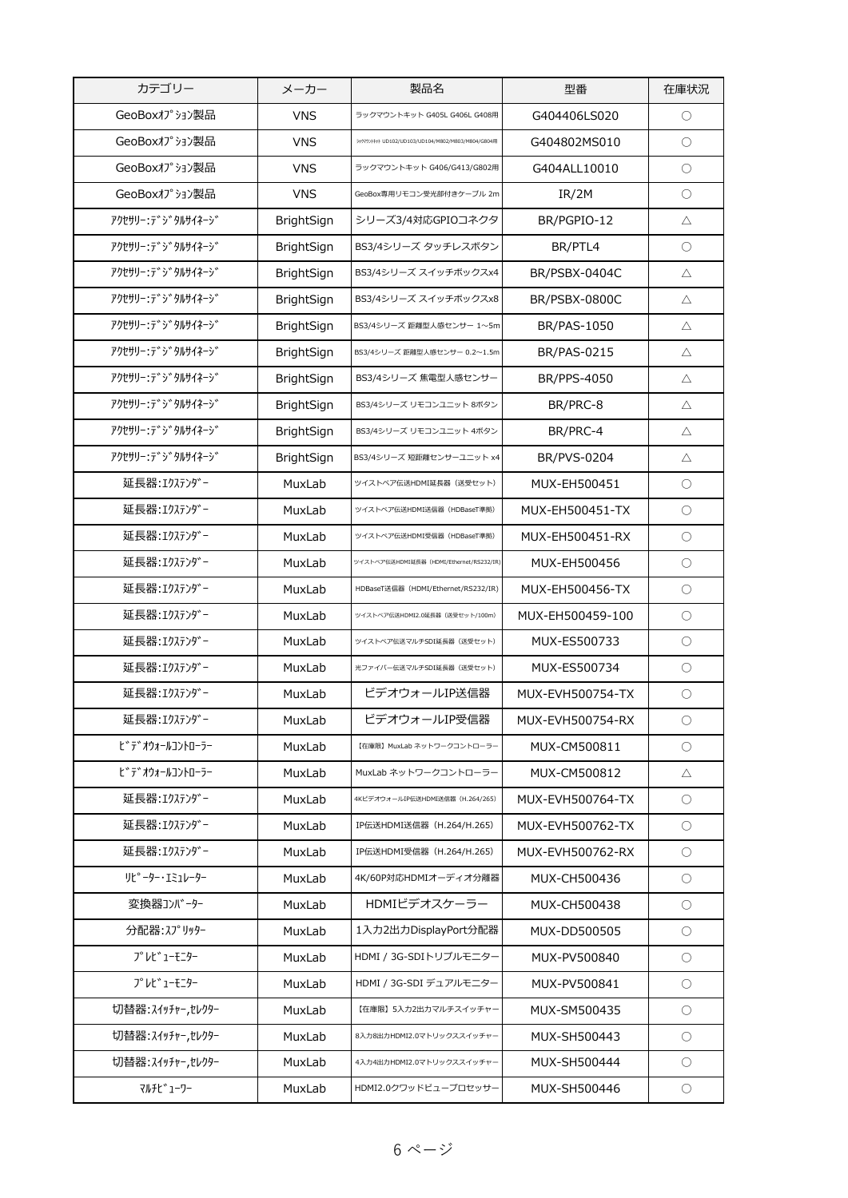| カテゴリー | メーカー | 製品名 | 型番 | 在庫状況 |
|---|---|---|---|---|
| GeoBoxｵﾌﾟｼｮﾝ製品 | VNS | ラックマウントキット G405L G406L G408用 | G404406LS020 | ○ |
| GeoBoxｵﾌﾟｼｮﾝ製品 | VNS | ﾗｯｸﾏｳﾝﾄｷｯﾄ UD102/UD103/UD104/M802/M803/M804/G804用 | G404802MS010 | ○ |
| GeoBoxｵﾌﾟｼｮﾝ製品 | VNS | ラックマウントキット G406/G413/G802用 | G404ALL10010 | ○ |
| GeoBoxｵﾌﾟｼｮﾝ製品 | VNS | GeoBox専用リモコン受光部付きケーブル 2m | IR/2M | ○ |
| ｱｸｾｻﾘｰ:ﾃﾞｼﾞﾀﾙｻｲﾈｰｼﾞ | BrightSign | シリーズ3/4対応GPIOコネクタ | BR/PGPIO-12 | △ |
| ｱｸｾｻﾘｰ:ﾃﾞｼﾞﾀﾙｻｲﾈｰｼﾞ | BrightSign | BS3/4シリーズ タッチレスボタン | BR/PTL4 | ○ |
| ｱｸｾｻﾘｰ:ﾃﾞｼﾞﾀﾙｻｲﾈｰｼﾞ | BrightSign | BS3/4シリーズ スイッチボックスx4 | BR/PSBX-0404C | △ |
| ｱｸｾｻﾘｰ:ﾃﾞｼﾞﾀﾙｻｲﾈｰｼﾞ | BrightSign | BS3/4シリーズ スイッチボックスx8 | BR/PSBX-0800C | △ |
| ｱｸｾｻﾘｰ:ﾃﾞｼﾞﾀﾙｻｲﾈｰｼﾞ | BrightSign | BS3/4シリーズ 距離型人感センサー 1~5m | BR/PAS-1050 | △ |
| ｱｸｾｻﾘｰ:ﾃﾞｼﾞﾀﾙｻｲﾈｰｼﾞ | BrightSign | BS3/4シリーズ 距離型人感センサー 0.2~1.5m | BR/PAS-0215 | △ |
| ｱｸｾｻﾘｰ:ﾃﾞｼﾞﾀﾙｻｲﾈｰｼﾞ | BrightSign | BS3/4シリーズ 焦電型人感センサー | BR/PPS-4050 | △ |
| ｱｸｾｻﾘｰ:ﾃﾞｼﾞﾀﾙｻｲﾈｰｼﾞ | BrightSign | BS3/4シリーズ リモコンユニット 8ボタン | BR/PRC-8 | △ |
| ｱｸｾｻﾘｰ:ﾃﾞｼﾞﾀﾙｻｲﾈｰｼﾞ | BrightSign | BS3/4シリーズ リモコンユニット 4ボタン | BR/PRC-4 | △ |
| ｱｸｾｻﾘｰ:ﾃﾞｼﾞﾀﾙｻｲﾈｰｼﾞ | BrightSign | BS3/4シリーズ 短距離センサーユニット x4 | BR/PVS-0204 | △ |
| 延長器:ｴｸｽﾃﾝﾀﾞｰ | MuxLab | ツイストペア伝送HDMI延長器（送受セット） | MUX-EH500451 | ○ |
| 延長器:ｴｸｽﾃﾝﾀﾞｰ | MuxLab | ツイストペア伝送HDMI送信器（HDBaseT準拠） | MUX-EH500451-TX | ○ |
| 延長器:ｴｸｽﾃﾝﾀﾞｰ | MuxLab | ツイストペア伝送HDMI受信器（HDBaseT準拠） | MUX-EH500451-RX | ○ |
| 延長器:ｴｸｽﾃﾝﾀﾞｰ | MuxLab | ツイストペア伝送HDMI延長器（HDMI/Ethernet/RS232/IR） | MUX-EH500456 | ○ |
| 延長器:ｴｸｽﾃﾝﾀﾞｰ | MuxLab | HDBaseT送信器（HDMI/Ethernet/RS232/IR） | MUX-EH500456-TX | ○ |
| 延長器:ｴｸｽﾃﾝﾀﾞｰ | MuxLab | ツイストペア伝送HDMI2.0延長器（送受セット/100m） | MUX-EH500459-100 | ○ |
| 延長器:ｴｸｽﾃﾝﾀﾞｰ | MuxLab | ツイストペア伝送マルチSDI延長器（送受セット） | MUX-ES500733 | ○ |
| 延長器:ｴｸｽﾃﾝﾀﾞｰ | MuxLab | 光ファイバー伝送マルチSDI延長器（送受セット） | MUX-ES500734 | ○ |
| 延長器:ｴｸｽﾃﾝﾀﾞｰ | MuxLab | ビデオウォールIP送信器 | MUX-EVH500754-TX | ○ |
| 延長器:ｴｸｽﾃﾝﾀﾞｰ | MuxLab | ビデオウォールIP受信器 | MUX-EVH500754-RX | ○ |
| ﾋﾞﾃﾞｵｳｫｰﾙｺﾝﾄﾛｰﾗｰ | MuxLab | 【在庫限】MuxLab ネットワークコントローラー | MUX-CM500811 | ○ |
| ﾋﾞﾃﾞｵｳｫｰﾙｺﾝﾄﾛｰﾗｰ | MuxLab | MuxLab ネットワークコントローラー | MUX-CM500812 | △ |
| 延長器:ｴｸｽﾃﾝﾀﾞｰ | MuxLab | 4KビデオウォールIP伝送HDMI送信器（H.264/265） | MUX-EVH500764-TX | ○ |
| 延長器:ｴｸｽﾃﾝﾀﾞｰ | MuxLab | IP伝送HDMI送信器（H.264/H.265） | MUX-EVH500762-TX | ○ |
| 延長器:ｴｸｽﾃﾝﾀﾞｰ | MuxLab | IP伝送HDMI受信器（H.264/H.265） | MUX-EVH500762-RX | ○ |
| ﾘﾋﾟｰﾀｰ・ｴﾐｭﾚｰﾀｰ | MuxLab | 4K/60P対応HDMIオーディオ分離器 | MUX-CH500436 | ○ |
| 変換器ｺﾝﾊﾞｰﾀｰ | MuxLab | HDMIビデオスケーラー | MUX-CH500438 | ○ |
| 分配器:ｽﾌﾟﾘｯﾀｰ | MuxLab | 1入力2出力DisplayPort分配器 | MUX-DD500505 | ○ |
| ﾌﾟﾚﾋﾞｭｰﾓﾆﾀｰ | MuxLab | HDMI / 3G-SDIトリプルモニター | MUX-PV500840 | ○ |
| ﾌﾟﾚﾋﾞｭｰﾓﾆﾀｰ | MuxLab | HDMI / 3G-SDI デュアルモニター | MUX-PV500841 | ○ |
| 切替器:ｽｲｯﾁｬｰ,ｾﾚｸﾀｰ | MuxLab | 【在庫限】5入力2出力マルチスイッチャー | MUX-SM500435 | ○ |
| 切替器:ｽｲｯﾁｬｰ,ｾﾚｸﾀｰ | MuxLab | 8入力8出力HDMI2.0マトリックススイッチャー | MUX-SH500443 | ○ |
| 切替器:ｽｲｯﾁｬｰ,ｾﾚｸﾀｰ | MuxLab | 4入力4出力HDMI2.0マトリックススイッチャー | MUX-SH500444 | ○ |
| ﾏﾙﾁﾋﾞｭｰﾜｰ | MuxLab | HDMI2.0クワッドビュープロセッサー | MUX-SH500446 | ○ |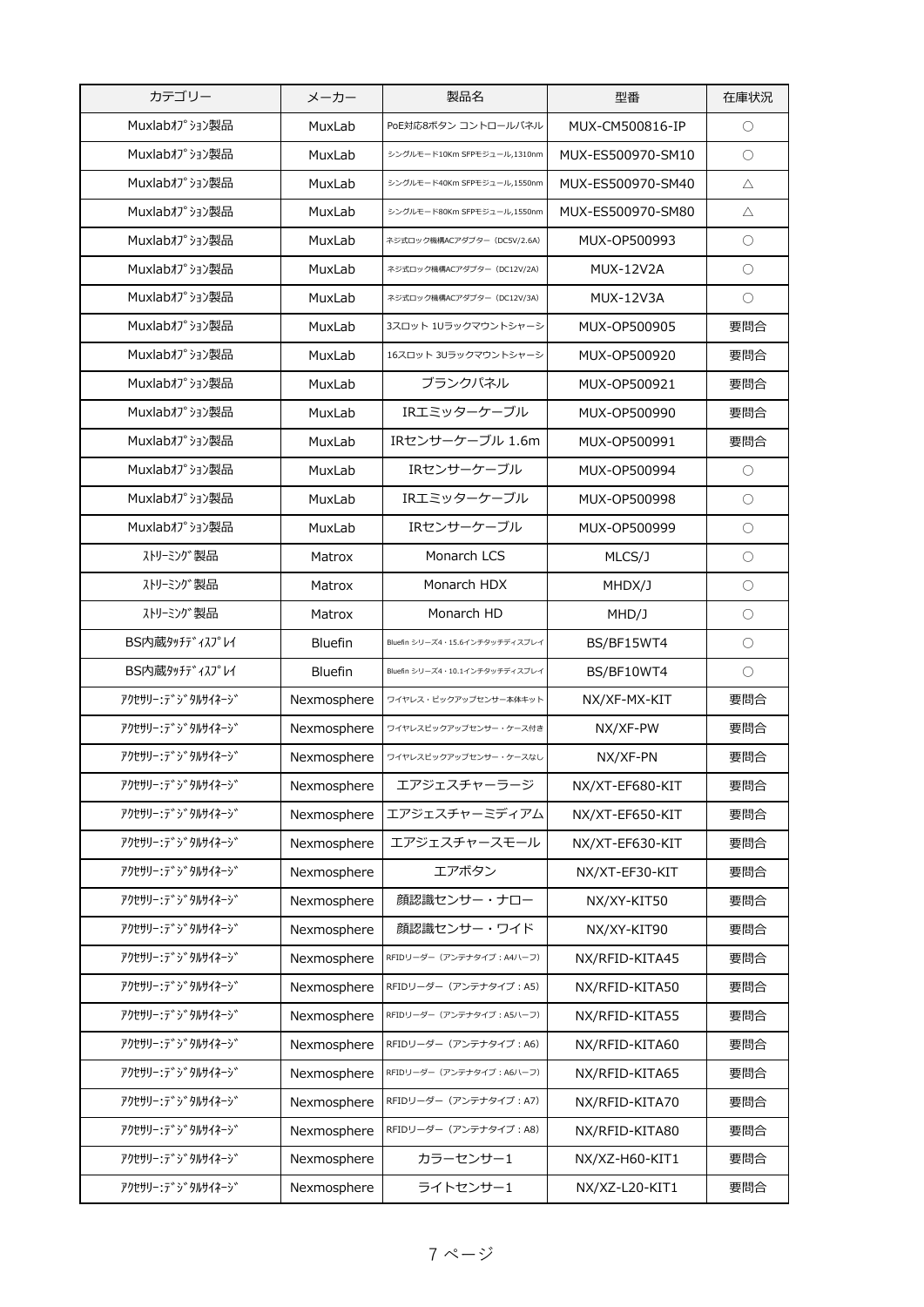| カテゴリー | メーカー | 製品名 | 型番 | 在庫状況 |
|---|---|---|---|---|
| Muxlabｵﾌﾟｼｮﾝ製品 | MuxLab | PoE対応8ボタン コントロールパネル | MUX-CM500816-IP | ○ |
| Muxlabｵﾌﾟｼｮﾝ製品 | MuxLab | シングルモード10Km SFPモジュール,1310nm | MUX-ES500970-SM10 | ○ |
| Muxlabｵﾌﾟｼｮﾝ製品 | MuxLab | シングルモード40Km SFPモジュール,1550nm | MUX-ES500970-SM40 | △ |
| Muxlabｵﾌﾟｼｮﾝ製品 | MuxLab | シングルモード80Km SFPモジュール,1550nm | MUX-ES500970-SM80 | △ |
| Muxlabｵﾌﾟｼｮﾝ製品 | MuxLab | ネジ式ロック機構ACアダプター（DC5V/2.6A） | MUX-OP500993 | ○ |
| Muxlabｵﾌﾟｼｮﾝ製品 | MuxLab | ネジ式ロック機構ACアダプター（DC12V/2A） | MUX-12V2A | ○ |
| Muxlabｵﾌﾟｼｮﾝ製品 | MuxLab | ネジ式ロック機構ACアダプター（DC12V/3A） | MUX-12V3A | ○ |
| Muxlabｵﾌﾟｼｮﾝ製品 | MuxLab | 3スロット 1Uラックマウントシャーシ | MUX-OP500905 | 要問合 |
| Muxlabｵﾌﾟｼｮﾝ製品 | MuxLab | 16スロット 3Uラックマウントシャーシ | MUX-OP500920 | 要問合 |
| Muxlabｵﾌﾟｼｮﾝ製品 | MuxLab | ブランクパネル | MUX-OP500921 | 要問合 |
| Muxlabｵﾌﾟｼｮﾝ製品 | MuxLab | IRエミッターケーブル | MUX-OP500990 | 要問合 |
| Muxlabｵﾌﾟｼｮﾝ製品 | MuxLab | IRセンサーケーブル 1.6m | MUX-OP500991 | 要問合 |
| Muxlabｵﾌﾟｼｮﾝ製品 | MuxLab | IRセンサーケーブル | MUX-OP500994 | ○ |
| Muxlabｵﾌﾟｼｮﾝ製品 | MuxLab | IRエミッターケーブル | MUX-OP500998 | ○ |
| Muxlabｵﾌﾟｼｮﾝ製品 | MuxLab | IRセンサーケーブル | MUX-OP500999 | ○ |
| ｽﾄﾘｰﾐﾝｸﾞ製品 | Matrox | Monarch LCS | MLCS/J | ○ |
| ｽﾄﾘｰﾐﾝｸﾞ製品 | Matrox | Monarch HDX | MHDX/J | ○ |
| ｽﾄﾘｰﾐﾝｸﾞ製品 | Matrox | Monarch HD | MHD/J | ○ |
| BS内蔵ﾀｯﾁﾃﾞｨｽﾌﾟﾚｲ | Bluefin | Bluefin シリーズ4・15.6インチタッチディスプレイ | BS/BF15WT4 | ○ |
| BS内蔵ﾀｯﾁﾃﾞｨｽﾌﾟﾚｲ | Bluefin | Bluefin シリーズ4・10.1インチタッチディスプレイ | BS/BF10WT4 | ○ |
| ｱｸｾｻﾘｰ:ﾃﾞｼﾞﾀﾙｻｲﾈｰｼﾞ | Nexmosphere | ワイヤレス・ピックアップセンサー本体キット | NX/XF-MX-KIT | 要問合 |
| ｱｸｾｻﾘｰ:ﾃﾞｼﾞﾀﾙｻｲﾈｰｼﾞ | Nexmosphere | ワイヤレスピックアップセンサー・ケース付き | NX/XF-PW | 要問合 |
| ｱｸｾｻﾘｰ:ﾃﾞｼﾞﾀﾙｻｲﾈｰｼﾞ | Nexmosphere | ワイヤレスピックアップセンサー・ケースなし | NX/XF-PN | 要問合 |
| ｱｸｾｻﾘｰ:ﾃﾞｼﾞﾀﾙｻｲﾈｰｼﾞ | Nexmosphere | エアジェスチャーラージ | NX/XT-EF680-KIT | 要問合 |
| ｱｸｾｻﾘｰ:ﾃﾞｼﾞﾀﾙｻｲﾈｰｼﾞ | Nexmosphere | エアジェスチャーミディアム | NX/XT-EF650-KIT | 要問合 |
| ｱｸｾｻﾘｰ:ﾃﾞｼﾞﾀﾙｻｲﾈｰｼﾞ | Nexmosphere | エアジェスチャースモール | NX/XT-EF630-KIT | 要問合 |
| ｱｸｾｻﾘｰ:ﾃﾞｼﾞﾀﾙｻｲﾈｰｼﾞ | Nexmosphere | エアボタン | NX/XT-EF30-KIT | 要問合 |
| ｱｸｾｻﾘｰ:ﾃﾞｼﾞﾀﾙｻｲﾈｰｼﾞ | Nexmosphere | 顔認識センサー・ナロー | NX/XY-KIT50 | 要問合 |
| ｱｸｾｻﾘｰ:ﾃﾞｼﾞﾀﾙｻｲﾈｰｼﾞ | Nexmosphere | 顔認識センサー・ワイド | NX/XY-KIT90 | 要問合 |
| ｱｸｾｻﾘｰ:ﾃﾞｼﾞﾀﾙｻｲﾈｰｼﾞ | Nexmosphere | RFIDリーダー（アンテナタイプ：A4ハーフ） | NX/RFID-KITA45 | 要問合 |
| ｱｸｾｻﾘｰ:ﾃﾞｼﾞﾀﾙｻｲﾈｰｼﾞ | Nexmosphere | RFIDリーダー（アンテナタイプ：A5） | NX/RFID-KITA50 | 要問合 |
| ｱｸｾｻﾘｰ:ﾃﾞｼﾞﾀﾙｻｲﾈｰｼﾞ | Nexmosphere | RFIDリーダー（アンテナタイプ：A5ハーフ） | NX/RFID-KITA55 | 要問合 |
| ｱｸｾｻﾘｰ:ﾃﾞｼﾞﾀﾙｻｲﾈｰｼﾞ | Nexmosphere | RFIDリーダー（アンテナタイプ：A6） | NX/RFID-KITA60 | 要問合 |
| ｱｸｾｻﾘｰ:ﾃﾞｼﾞﾀﾙｻｲﾈｰｼﾞ | Nexmosphere | RFIDリーダー（アンテナタイプ：A6ハーフ） | NX/RFID-KITA65 | 要問合 |
| ｱｸｾｻﾘｰ:ﾃﾞｼﾞﾀﾙｻｲﾈｰｼﾞ | Nexmosphere | RFIDリーダー（アンテナタイプ：A7） | NX/RFID-KITA70 | 要問合 |
| ｱｸｾｻﾘｰ:ﾃﾞｼﾞﾀﾙｻｲﾈｰｼﾞ | Nexmosphere | RFIDリーダー（アンテナタイプ：A8） | NX/RFID-KITA80 | 要問合 |
| ｱｸｾｻﾘｰ:ﾃﾞｼﾞﾀﾙｻｲﾈｰｼﾞ | Nexmosphere | カラーセンサー1 | NX/XZ-H60-KIT1 | 要問合 |
| ｱｸｾｻﾘｰ:ﾃﾞｼﾞﾀﾙｻｲﾈｰｼﾞ | Nexmosphere | ライトセンサー1 | NX/XZ-L20-KIT1 | 要問合 |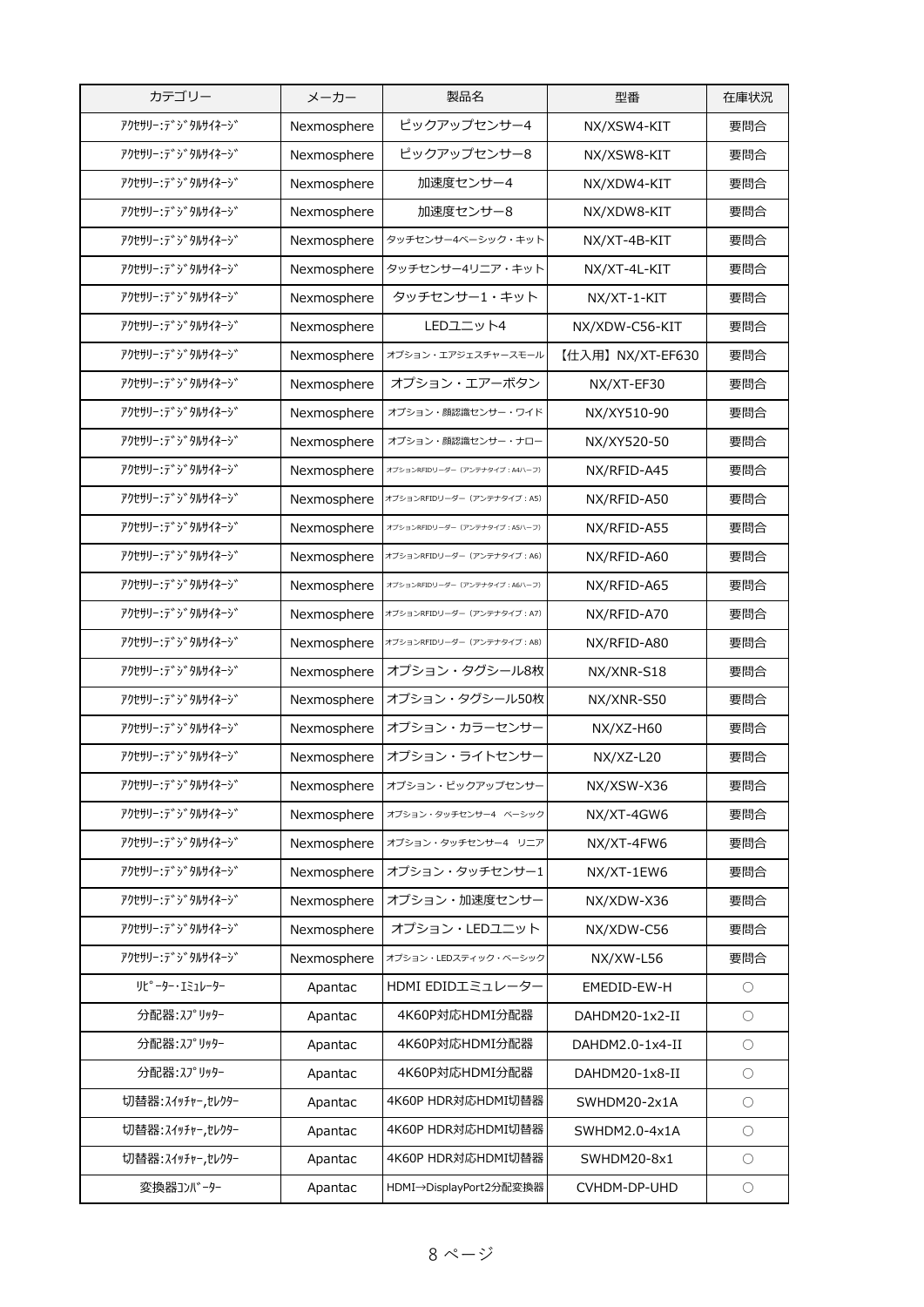| カテゴリー | メーカー | 製品名 | 型番 | 在庫状況 |
|---|---|---|---|---|
| ｱｸｾｻﾘｰ:ﾃﾞｼﾞﾀﾙｻｲﾈｰｼﾞ | Nexmosphere | ピックアップセンサー4 | NX/XSW4-KIT | 要問合 |
| ｱｸｾｻﾘｰ:ﾃﾞｼﾞﾀﾙｻｲﾈｰｼﾞ | Nexmosphere | ピックアップセンサー8 | NX/XSW8-KIT | 要問合 |
| ｱｸｾｻﾘｰ:ﾃﾞｼﾞﾀﾙｻｲﾈｰｼﾞ | Nexmosphere | 加速度センサー4 | NX/XDW4-KIT | 要問合 |
| ｱｸｾｻﾘｰ:ﾃﾞｼﾞﾀﾙｻｲﾈｰｼﾞ | Nexmosphere | 加速度センサー8 | NX/XDW8-KIT | 要問合 |
| ｱｸｾｻﾘｰ:ﾃﾞｼﾞﾀﾙｻｲﾈｰｼﾞ | Nexmosphere | タッチセンサー4ベーシック・キット | NX/XT-4B-KIT | 要問合 |
| ｱｸｾｻﾘｰ:ﾃﾞｼﾞﾀﾙｻｲﾈｰｼﾞ | Nexmosphere | タッチセンサー4リニア・キット | NX/XT-4L-KIT | 要問合 |
| ｱｸｾｻﾘｰ:ﾃﾞｼﾞﾀﾙｻｲﾈｰｼﾞ | Nexmosphere | タッチセンサー1・キット | NX/XT-1-KIT | 要問合 |
| ｱｸｾｻﾘｰ:ﾃﾞｼﾞﾀﾙｻｲﾈｰｼﾞ | Nexmosphere | LEDユニット4 | NX/XDW-C56-KIT | 要問合 |
| ｱｸｾｻﾘｰ:ﾃﾞｼﾞﾀﾙｻｲﾈｰｼﾞ | Nexmosphere | オプション・エアジェスチャースモール | 【仕入用】NX/XT-EF630 | 要問合 |
| ｱｸｾｻﾘｰ:ﾃﾞｼﾞﾀﾙｻｲﾈｰｼﾞ | Nexmosphere | オプション・エアーボタン | NX/XT-EF30 | 要問合 |
| ｱｸｾｻﾘｰ:ﾃﾞｼﾞﾀﾙｻｲﾈｰｼﾞ | Nexmosphere | オプション・顔認識センサー・ワイド | NX/XY510-90 | 要問合 |
| ｱｸｾｻﾘｰ:ﾃﾞｼﾞﾀﾙｻｲﾈｰｼﾞ | Nexmosphere | オプション・顔認識センサー・ナロー | NX/XY520-50 | 要問合 |
| ｱｸｾｻﾘｰ:ﾃﾞｼﾞﾀﾙｻｲﾈｰｼﾞ | Nexmosphere | オプションRFIDリーダー（アンテナタイプ：A4ハーフ） | NX/RFID-A45 | 要問合 |
| ｱｸｾｻﾘｰ:ﾃﾞｼﾞﾀﾙｻｲﾈｰｼﾞ | Nexmosphere | オプションRFIDリーダー（アンテナタイプ：A5） | NX/RFID-A50 | 要問合 |
| ｱｸｾｻﾘｰ:ﾃﾞｼﾞﾀﾙｻｲﾈｰｼﾞ | Nexmosphere | オプションRFIDリーダー（アンテナタイプ：A5ハーフ） | NX/RFID-A55 | 要問合 |
| ｱｸｾｻﾘｰ:ﾃﾞｼﾞﾀﾙｻｲﾈｰｼﾞ | Nexmosphere | オプションRFIDリーダー（アンテナタイプ：A6） | NX/RFID-A60 | 要問合 |
| ｱｸｾｻﾘｰ:ﾃﾞｼﾞﾀﾙｻｲﾈｰｼﾞ | Nexmosphere | オプションRFIDリーダー（アンテナタイプ：A6ハーフ） | NX/RFID-A65 | 要問合 |
| ｱｸｾｻﾘｰ:ﾃﾞｼﾞﾀﾙｻｲﾈｰｼﾞ | Nexmosphere | オプションRFIDリーダー（アンテナタイプ：A7） | NX/RFID-A70 | 要問合 |
| ｱｸｾｻﾘｰ:ﾃﾞｼﾞﾀﾙｻｲﾈｰｼﾞ | Nexmosphere | オプションRFIDリーダー（アンテナタイプ：A8） | NX/RFID-A80 | 要問合 |
| ｱｸｾｻﾘｰ:ﾃﾞｼﾞﾀﾙｻｲﾈｰｼﾞ | Nexmosphere | オプション・タグシール8枚 | NX/XNR-S18 | 要問合 |
| ｱｸｾｻﾘｰ:ﾃﾞｼﾞﾀﾙｻｲﾈｰｼﾞ | Nexmosphere | オプション・タグシール50枚 | NX/XNR-S50 | 要問合 |
| ｱｸｾｻﾘｰ:ﾃﾞｼﾞﾀﾙｻｲﾈｰｼﾞ | Nexmosphere | オプション・カラーセンサー | NX/XZ-H60 | 要問合 |
| ｱｸｾｻﾘｰ:ﾃﾞｼﾞﾀﾙｻｲﾈｰｼﾞ | Nexmosphere | オプション・ライトセンサー | NX/XZ-L20 | 要問合 |
| ｱｸｾｻﾘｰ:ﾃﾞｼﾞﾀﾙｻｲﾈｰｼﾞ | Nexmosphere | オプション・ピックアップセンサー | NX/XSW-X36 | 要問合 |
| ｱｸｾｻﾘｰ:ﾃﾞｼﾞﾀﾙｻｲﾈｰｼﾞ | Nexmosphere | オプション・タッチセンサー4　ベーシック | NX/XT-4GW6 | 要問合 |
| ｱｸｾｻﾘｰ:ﾃﾞｼﾞﾀﾙｻｲﾈｰｼﾞ | Nexmosphere | オプション・タッチセンサー4　リニア | NX/XT-4FW6 | 要問合 |
| ｱｸｾｻﾘｰ:ﾃﾞｼﾞﾀﾙｻｲﾈｰｼﾞ | Nexmosphere | オプション・タッチセンサー1 | NX/XT-1EW6 | 要問合 |
| ｱｸｾｻﾘｰ:ﾃﾞｼﾞﾀﾙｻｲﾈｰｼﾞ | Nexmosphere | オプション・加速度センサー | NX/XDW-X36 | 要問合 |
| ｱｸｾｻﾘｰ:ﾃﾞｼﾞﾀﾙｻｲﾈｰｼﾞ | Nexmosphere | オプション・LEDユニット | NX/XDW-C56 | 要問合 |
| ｱｸｾｻﾘｰ:ﾃﾞｼﾞﾀﾙｻｲﾈｰｼﾞ | Nexmosphere | オプション・LEDスティック・ベーシック | NX/XW-L56 | 要問合 |
| ﾘﾋﾟｰﾀｰ･ｴﾐｭﾚｰﾀｰ | Apantac | HDMI EDIDエミュレーター | EMEDID-EW-H | ○ |
| 分配器:ｽﾌﾟﾘｯﾀｰ | Apantac | 4K60P対応HDMI分配器 | DAHDM20-1x2-II | ○ |
| 分配器:ｽﾌﾟﾘｯﾀｰ | Apantac | 4K60P対応HDMI分配器 | DAHDM2.0-1x4-II | ○ |
| 分配器:ｽﾌﾟﾘｯﾀｰ | Apantac | 4K60P対応HDMI分配器 | DAHDM20-1x8-II | ○ |
| 切替器:ｽｲｯﾁｬｰ,ｾﾚｸﾀｰ | Apantac | 4K60P HDR対応HDMI切替器 | SWHDM20-2x1A | ○ |
| 切替器:ｽｲｯﾁｬｰ,ｾﾚｸﾀｰ | Apantac | 4K60P HDR対応HDMI切替器 | SWHDM2.0-4x1A | ○ |
| 切替器:ｽｲｯﾁｬｰ,ｾﾚｸﾀｰ | Apantac | 4K60P HDR対応HDMI切替器 | SWHDM20-8x1 | ○ |
| 変換器ｺﾝﾊﾞｰﾀｰ | Apantac | HDMI→DisplayPort2分配変換器 | CVHDM-DP-UHD | ○ |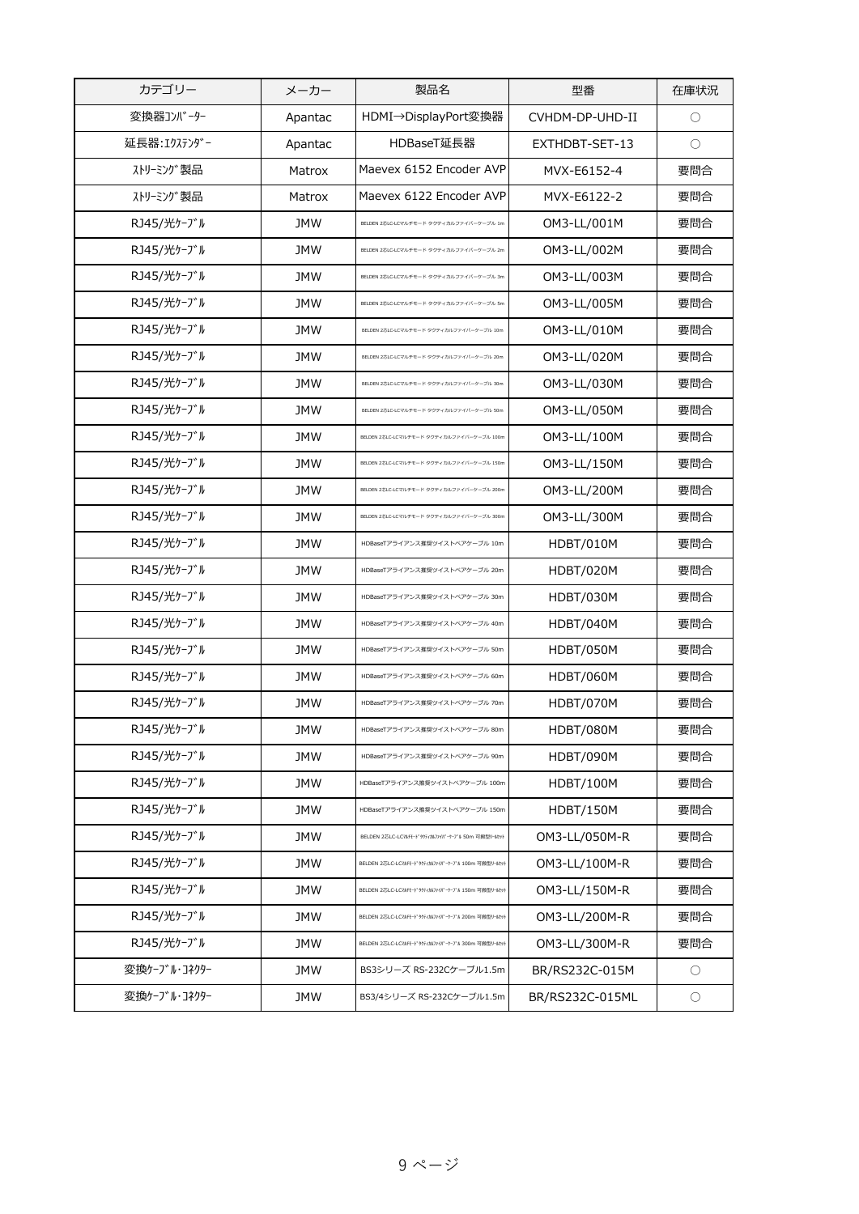| カテゴリー | メーカー | 製品名 | 型番 | 在庫状況 |
|---|---|---|---|---|
| 変換器ｺﾝﾊﾞｰﾀｰ | Apantac | HDMI→DisplayPort変換器 | CVHDM-DP-UHD-II | ○ |
| 延長器:ｴｸｽﾃﾝﾀﾞｰ | Apantac | HDBaseT延長器 | EXTHDBT-SET-13 | ○ |
| ｽﾄﾘｰﾐﾝｸﾞ製品 | Matrox | Maevex 6152 Encoder AVP | MVX-E6152-4 | 要問合 |
| ｽﾄﾘｰﾐﾝｸﾞ製品 | Matrox | Maevex 6122 Encoder AVP | MVX-E6122-2 | 要問合 |
| RJ45/光ｹｰﾌﾞﾙ | JMW | BELDEN 2芯LC-LCマルチモード タクティカルファイバーケーブル 1m | OM3-LL/001M | 要問合 |
| RJ45/光ｹｰﾌﾞﾙ | JMW | BELDEN 2芯LC-LCマルチモード タクティカルファイバーケーブル 2m | OM3-LL/002M | 要問合 |
| RJ45/光ｹｰﾌﾞﾙ | JMW | BELDEN 2芯LC-LCマルチモード タクティカルファイバーケーブル 3m | OM3-LL/003M | 要問合 |
| RJ45/光ｹｰﾌﾞﾙ | JMW | BELDEN 2芯LC-LCマルチモード タクティカルファイバーケーブル 5m | OM3-LL/005M | 要問合 |
| RJ45/光ｹｰﾌﾞﾙ | JMW | BELDEN 2芯LC-LCマルチモード タクティカルファイバーケーブル 10m | OM3-LL/010M | 要問合 |
| RJ45/光ｹｰﾌﾞﾙ | JMW | BELDEN 2芯LC-LCマルチモード タクティカルファイバーケーブル 20m | OM3-LL/020M | 要問合 |
| RJ45/光ｹｰﾌﾞﾙ | JMW | BELDEN 2芯LC-LCマルチモード タクティカルファイバーケーブル 30m | OM3-LL/030M | 要問合 |
| RJ45/光ｹｰﾌﾞﾙ | JMW | BELDEN 2芯LC-LCマルチモード タクティカルファイバーケーブル 50m | OM3-LL/050M | 要問合 |
| RJ45/光ｹｰﾌﾞﾙ | JMW | BELDEN 2芯LC-LCマルチモード タクティカルファイバーケーブル 100m | OM3-LL/100M | 要問合 |
| RJ45/光ｹｰﾌﾞﾙ | JMW | BELDEN 2芯LC-LCマルチモード タクティカルファイバーケーブル 150m | OM3-LL/150M | 要問合 |
| RJ45/光ｹｰﾌﾞﾙ | JMW | BELDEN 2芯LC-LCマルチモード タクティカルファイバーケーブル 200m | OM3-LL/200M | 要問合 |
| RJ45/光ｹｰﾌﾞﾙ | JMW | BELDEN 2芯LC-LCマルチモード タクティカルファイバーケーブル 300m | OM3-LL/300M | 要問合 |
| RJ45/光ｹｰﾌﾞﾙ | JMW | HDBaseTアライアンス推奨ツイストペアケーブル 10m | HDBT/010M | 要問合 |
| RJ45/光ｹｰﾌﾞﾙ | JMW | HDBaseTアライアンス推奨ツイストペアケーブル 20m | HDBT/020M | 要問合 |
| RJ45/光ｹｰﾌﾞﾙ | JMW | HDBaseTアライアンス推奨ツイストペアケーブル 30m | HDBT/030M | 要問合 |
| RJ45/光ｹｰﾌﾞﾙ | JMW | HDBaseTアライアンス推奨ツイストペアケーブル 40m | HDBT/040M | 要問合 |
| RJ45/光ｹｰﾌﾞﾙ | JMW | HDBaseTアライアンス推奨ツイストペアケーブル 50m | HDBT/050M | 要問合 |
| RJ45/光ｹｰﾌﾞﾙ | JMW | HDBaseTアライアンス推奨ツイストペアケーブル 60m | HDBT/060M | 要問合 |
| RJ45/光ｹｰﾌﾞﾙ | JMW | HDBaseTアライアンス推奨ツイストペアケーブル 70m | HDBT/070M | 要問合 |
| RJ45/光ｹｰﾌﾞﾙ | JMW | HDBaseTアライアンス推奨ツイストペアケーブル 80m | HDBT/080M | 要問合 |
| RJ45/光ｹｰﾌﾞﾙ | JMW | HDBaseTアライアンス推奨ツイストペアケーブル 90m | HDBT/090M | 要問合 |
| RJ45/光ｹｰﾌﾞﾙ | JMW | HDBaseTアライアンス推奨ツイストペアケーブル 100m | HDBT/100M | 要問合 |
| RJ45/光ｹｰﾌﾞﾙ | JMW | HDBaseTアライアンス推奨ツイストペアケーブル 150m | HDBT/150M | 要問合 |
| RJ45/光ｹｰﾌﾞﾙ | JMW | BELDEN 2芯LC-LCﾏﾙﾁﾓｰﾄﾞﾀｸﾃｨｶﾙﾌｧｲﾊﾞｰｹｰﾌﾞﾙ 50m 可搬型ﾘｰﾙｾｯﾄ | OM3-LL/050M-R | 要問合 |
| RJ45/光ｹｰﾌﾞﾙ | JMW | BELDEN 2芯LC-LCﾏﾙﾁﾓｰﾄﾞﾀｸﾃｨｶﾙﾌｧｲﾊﾞｰｹｰﾌﾞﾙ 100m 可搬型ﾘｰﾙｾｯﾄ | OM3-LL/100M-R | 要問合 |
| RJ45/光ｹｰﾌﾞﾙ | JMW | BELDEN 2芯LC-LCﾏﾙﾁﾓｰﾄﾞﾀｸﾃｨｶﾙﾌｧｲﾊﾞｰｹｰﾌﾞﾙ 150m 可搬型ﾘｰﾙｾｯﾄ | OM3-LL/150M-R | 要問合 |
| RJ45/光ｹｰﾌﾞﾙ | JMW | BELDEN 2芯LC-LCﾏﾙﾁﾓｰﾄﾞﾀｸﾃｨｶﾙﾌｧｲﾊﾞｰｹｰﾌﾞﾙ 200m 可搬型ﾘｰﾙｾｯﾄ | OM3-LL/200M-R | 要問合 |
| RJ45/光ｹｰﾌﾞﾙ | JMW | BELDEN 2芯LC-LCﾏﾙﾁﾓｰﾄﾞﾀｸﾃｨｶﾙﾌｧｲﾊﾞｰｹｰﾌﾞﾙ 300m 可搬型ﾘｰﾙｾｯﾄ | OM3-LL/300M-R | 要問合 |
| 変換ｹｰﾌﾞﾙ・ｺﾈｸﾀｰ | JMW | BS3シリーズ RS-232Cケーブル1.5m | BR/RS232C-015M | ○ |
| 変換ｹｰﾌﾞﾙ・ｺﾈｸﾀｰ | JMW | BS3/4シリーズ RS-232Cケーブル1.5m | BR/RS232C-015ML | ○ |